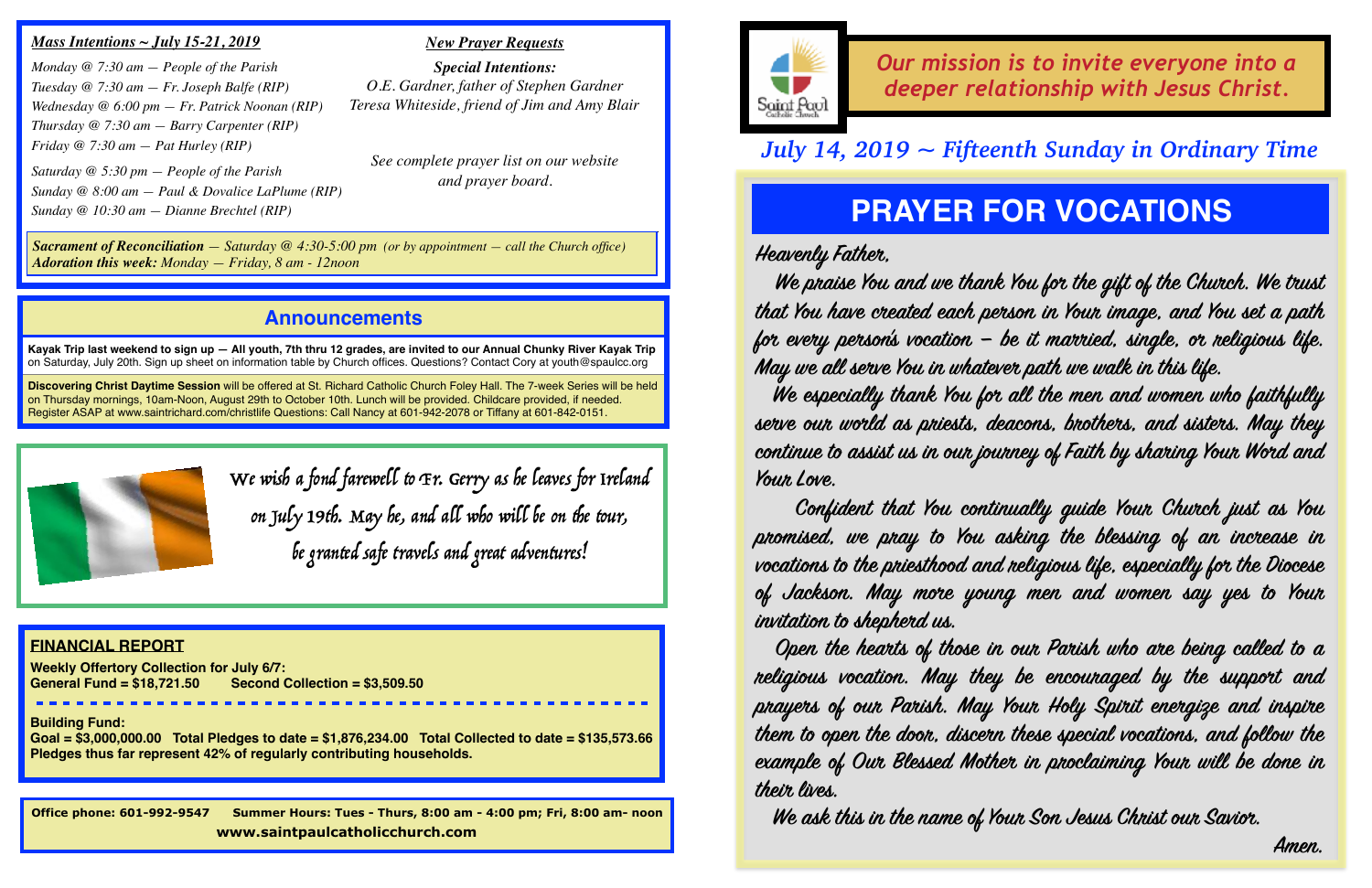***Mass Intentions ~ July 15-21, 2019***

*Monday @ 7:30 am — People of the Parish*
*Tuesday @ 7:30 am — Fr. Joseph Balfe (RIP)*
*Wednesday @ 6:00 pm — Fr. Patrick Noonan (RIP)*
*Thursday @ 7:30 am — Barry Carpenter (RIP)*
*Friday @ 7:30 am — Pat Hurley (RIP)*

*Saturday @ 5:30 pm — People of the Parish*
*Sunday @ 8:00 am — Paul & Dovalice LaPlume (RIP)*
*Sunday @ 10:30 am — Dianne Brechtel (RIP)*

***New Prayer Requests***

***Special Intentions:***
*O.E. Gardner, father of Stephen Gardner*
*Teresa Whiteside, friend of Jim and Amy Blair*

*See complete prayer list on our website and prayer board.*

***Sacrament of Reconciliation** — Saturday @ 4:30-5:00 pm (or by appointment — call the Church office)*
***Adoration this week:** Monday — Friday, 8 am - 12noon*

## Announcements

**Kayak Trip last weekend to sign up — All youth, 7th thru 12 grades, are invited to our Annual Chunky River Kayak Trip** on Saturday, July 20th. Sign up sheet on information table by Church offices. Questions? Contact Cory at youth@spaulcc.org

**Discovering Christ Daytime Session** will be offered at St. Richard Catholic Church Foley Hall. The 7-week Series will be held on Thursday mornings, 10am-Noon, August 29th to October 10th. Lunch will be provided. Childcare provided, if needed. Register ASAP at www.saintrichard.com/christlife Questions: Call Nancy at 601-942-2078 or Tiffany at 601-842-0151.

*We wish a fond farewell to Fr. Gerry as he leaves for Ireland on July 19th. May he, and all who will be on the tour, be granted safe travels and great adventures!*

**FINANCIAL REPORT**

**Weekly Offertory Collection for July 6/7:**
**General Fund = $18,721.50 Second Collection = $3,509.50**

**Building Fund:**
**Goal = $3,000,000.00 Total Pledges to date = $1,876,234.00 Total Collected to date = $135,573.66**
**Pledges thus far represent 42% of regularly contributing households.**

**Office phone: 601-992-9547 Summer Hours: Tues - Thurs, 8:00 am - 4:00 pm; Fri, 8:00 am- noon**
**www.saintpaulcatholicchurch.com**

Saint Paul Catholic Church

*Our mission is to invite everyone into a deeper relationship with Jesus Christ.*

*July 14, 2019 ~ Fifteenth Sunday in Ordinary Time*

# PRAYER FOR VOCATIONS

*Heavenly Father,*

*We praise You and we thank You for the gift of the Church. We trust that You have created each person in Your image, and You set a path for every person's vocation – be it married, single, or religious life. May we all serve You in whatever path we walk in this life.*

*We especially thank You for all the men and women who faithfully serve our world as priests, deacons, brothers, and sisters. May they continue to assist us in our journey of Faith by sharing Your Word and Your Love.*

*Confident that You continually guide Your Church just as You promised, we pray to You asking the blessing of an increase in vocations to the priesthood and religious life, especially for the Diocese of Jackson. May more young men and women say yes to Your invitation to shepherd us.*

*Open the hearts of those in our Parish who are being called to a religious vocation. May they be encouraged by the support and prayers of our Parish. May Your Holy Spirit energize and inspire them to open the door, discern these special vocations, and follow the example of Our Blessed Mother in proclaiming Your will be done in their lives.*

*We ask this in the name of Your Son Jesus Christ our Savior.*

*Amen.*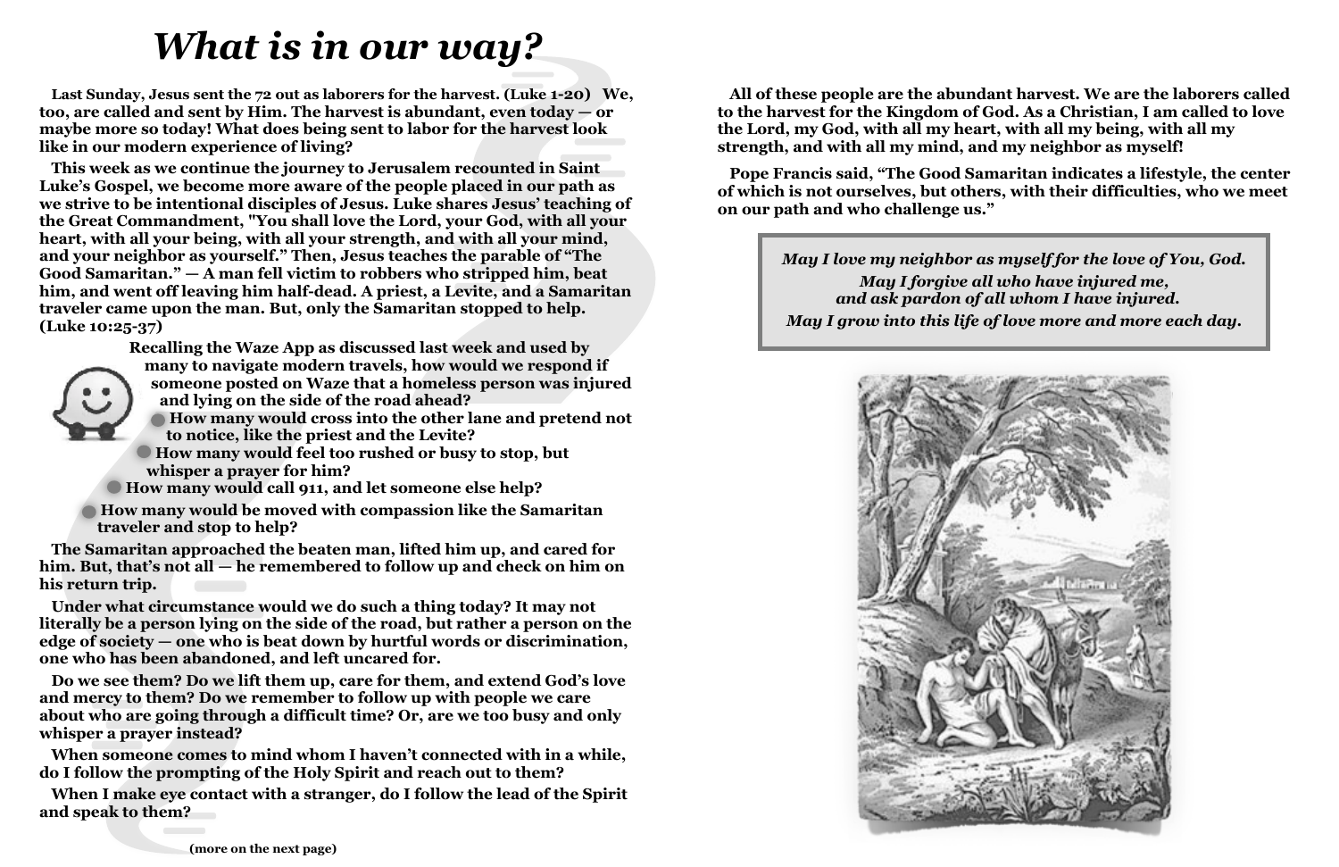# What is in our way?

Last Sunday, Jesus sent the 72 out as laborers for the harvest. (Luke 1-20) We, too, are called and sent by Him. The harvest is abundant, even today — or maybe more so today! What does being sent to labor for the harvest look like in our modern experience of living?

This week as we continue the journey to Jerusalem recounted in Saint Luke's Gospel, we become more aware of the people placed in our path as we strive to be intentional disciples of Jesus. Luke shares Jesus' teaching of the Great Commandment, "You shall love the Lord, your God, with all your heart, with all your being, with all your strength, and with all your mind, and your neighbor as yourself." Then, Jesus teaches the parable of "The Good Samaritan." — A man fell victim to robbers who stripped him, beat him, and went off leaving him half-dead. A priest, a Levite, and a Samaritan traveler came upon the man. But, only the Samaritan stopped to help. (Luke 10:25-37)

Recalling the Waze App as discussed last week and used by many to navigate modern travels, how would we respond if someone posted on Waze that a homeless person was injured and lying on the side of the road ahead?

- How many would cross into the other lane and pretend not to notice, like the priest and the Levite?
- How many would feel too rushed or busy to stop, but whisper a prayer for him?
- How many would call 911, and let someone else help?
- How many would be moved with compassion like the Samaritan traveler and stop to help?

The Samaritan approached the beaten man, lifted him up, and cared for him. But, that's not all — he remembered to follow up and check on him on his return trip.

Under what circumstance would we do such a thing today? It may not literally be a person lying on the side of the road, but rather a person on the edge of society — one who is beat down by hurtful words or discrimination, one who has been abandoned, and left uncared for.

Do we see them? Do we lift them up, care for them, and extend God's love and mercy to them? Do we remember to follow up with people we care about who are going through a difficult time? Or, are we too busy and only whisper a prayer instead?

When someone comes to mind whom I haven't connected with in a while, do I follow the prompting of the Holy Spirit and reach out to them?

When I make eye contact with a stranger, do I follow the lead of the Spirit and speak to them?

(more on the next page)

All of these people are the abundant harvest. We are the laborers called to the harvest for the Kingdom of God. As a Christian, I am called to love the Lord, my God, with all my heart, with all my being, with all my strength, and with all my mind, and my neighbor as myself!

Pope Francis said, "The Good Samaritan indicates a lifestyle, the center of which is not ourselves, but others, with their difficulties, who we meet on our path and who challenge us."

*May I love my neighbor as myself for the love of You, God.*

*May I forgive all who have injured me,
and ask pardon of all whom I have injured.*

*May I grow into this life of love more and more each day.*